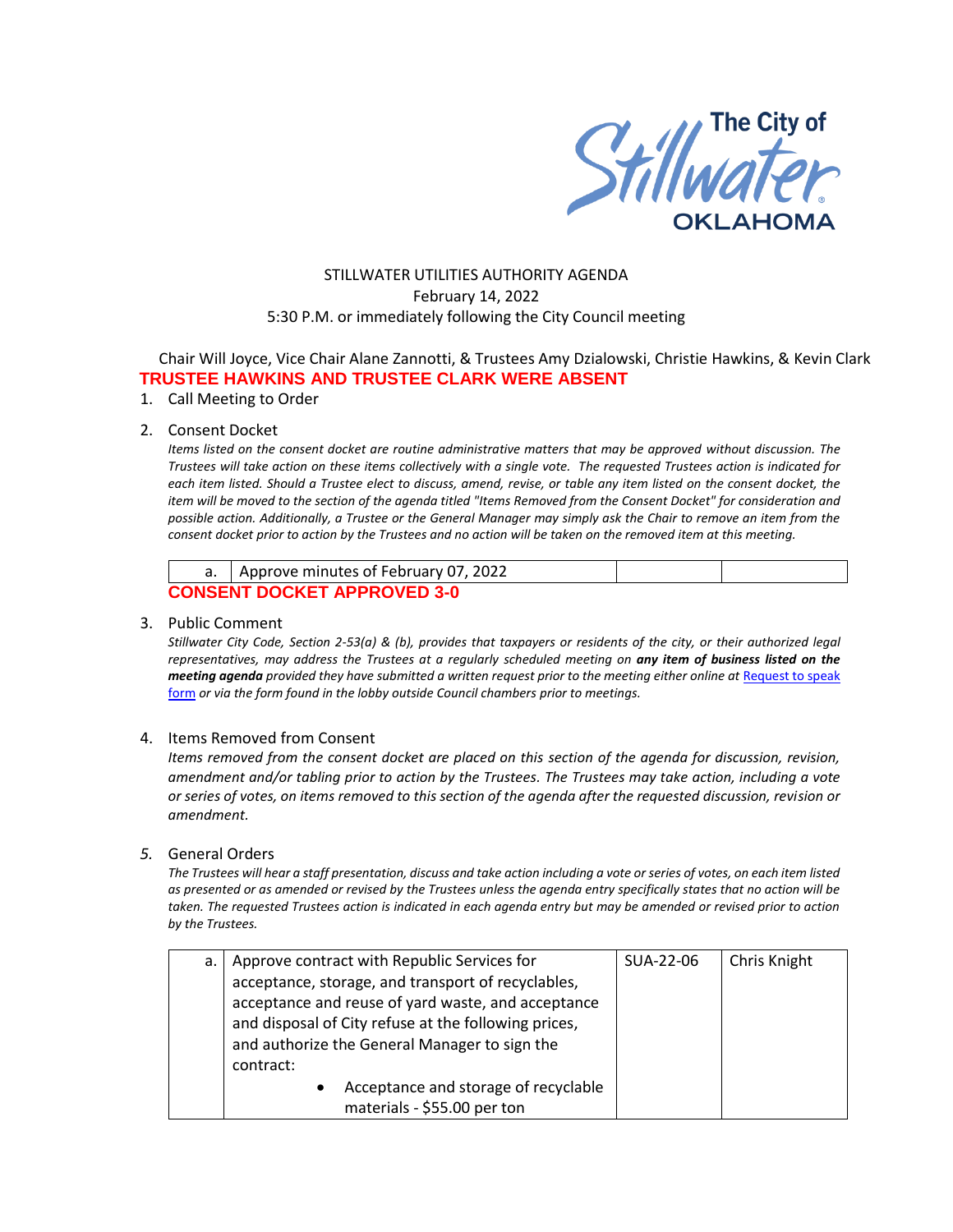The City of Stillwater OKLAHOMA

# STILLWATER UTILITIES AUTHORITY AGENDA
February 14, 2022
5:30 P.M. or immediately following the City Council meeting

Chair Will Joyce, Vice Chair Alane Zannotti, & Trustees Amy Dzialowski, Christie Hawkins, & Kevin Clark

**TRUSTEE HAWKINS AND TRUSTEE CLARK WERE ABSENT**

1. Call Meeting to Order

2. Consent Docket

   *Items listed on the consent docket are routine administrative matters that may be approved without discussion. The Trustees will take action on these items collectively with a single vote. The requested Trustees action is indicated for each item listed. Should a Trustee elect to discuss, amend, revise, or table any item listed on the consent docket, the item will be moved to the section of the agenda titled "Items Removed from the Consent Docket" for consideration and possible action. Additionally, a Trustee or the General Manager may simply ask the Chair to remove an item from the consent docket prior to action by the Trustees and no action will be taken on the removed item at this meeting.*

| a. | Approve minutes of February 07, 2022 | | |
|---|---|---|---|

**CONSENT DOCKET APPROVED 3-0**

3. Public Comment

   *Stillwater City Code, Section 2-53(a) & (b), provides that taxpayers or residents of the city, or their authorized legal representatives, may address the Trustees at a regularly scheduled meeting on **any item of business listed on the meeting agenda** provided they have submitted a written request prior to the meeting either online at [Request to speak form]() or via the form found in the lobby outside Council chambers prior to meetings.*

4. Items Removed from Consent

   *Items removed from the consent docket are placed on this section of the agenda for discussion, revision, amendment and/or tabling prior to action by the Trustees. The Trustees may take action, including a vote or series of votes, on items removed to this section of the agenda after the requested discussion, revision or amendment.*

5. General Orders

   *The Trustees will hear a staff presentation, discuss and take action including a vote or series of votes, on each item listed as presented or as amended or revised by the Trustees unless the agenda entry specifically states that no action will be taken. The requested Trustees action is indicated in each agenda entry but may be amended or revised prior to action by the Trustees.*

| a. | Approve contract with Republic Services for acceptance, storage, and transport of recyclables, acceptance and reuse of yard waste, and acceptance and disposal of City refuse at the following prices, and authorize the General Manager to sign the contract:<br>• Acceptance and storage of recyclable materials - $55.00 per ton | SUA-22-06 | Chris Knight |
|---|---|---|---|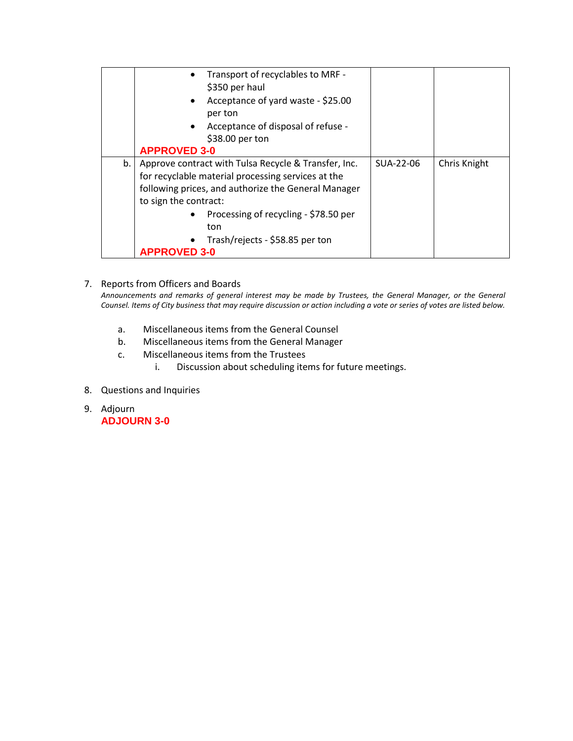| | | | |
|---|---|---|---|
| | • Transport of recyclables to MRF - $350 per haul<br>• Acceptance of yard waste - $25.00 per ton<br>• Acceptance of disposal of refuse - $38.00 per ton<br>**APPROVED 3-0** | | |
| b. | Approve contract with Tulsa Recycle & Transfer, Inc. for recyclable material processing services at the following prices, and authorize the General Manager to sign the contract:<br>• Processing of recycling - $78.50 per ton<br>• Trash/rejects - $58.85 per ton<br>**APPROVED 3-0** | SUA-22-06 | Chris Knight |

7. Reports from Officers and Boards

   *Announcements and remarks of general interest may be made by Trustees, the General Manager, or the General Counsel. Items of City business that may require discussion or action including a vote or series of votes are listed below.*

   a. Miscellaneous items from the General Counsel
   b. Miscellaneous items from the General Manager
   c. Miscellaneous items from the Trustees
      i. Discussion about scheduling items for future meetings.

8. Questions and Inquiries

9. Adjourn

   **ADJOURN 3-0**